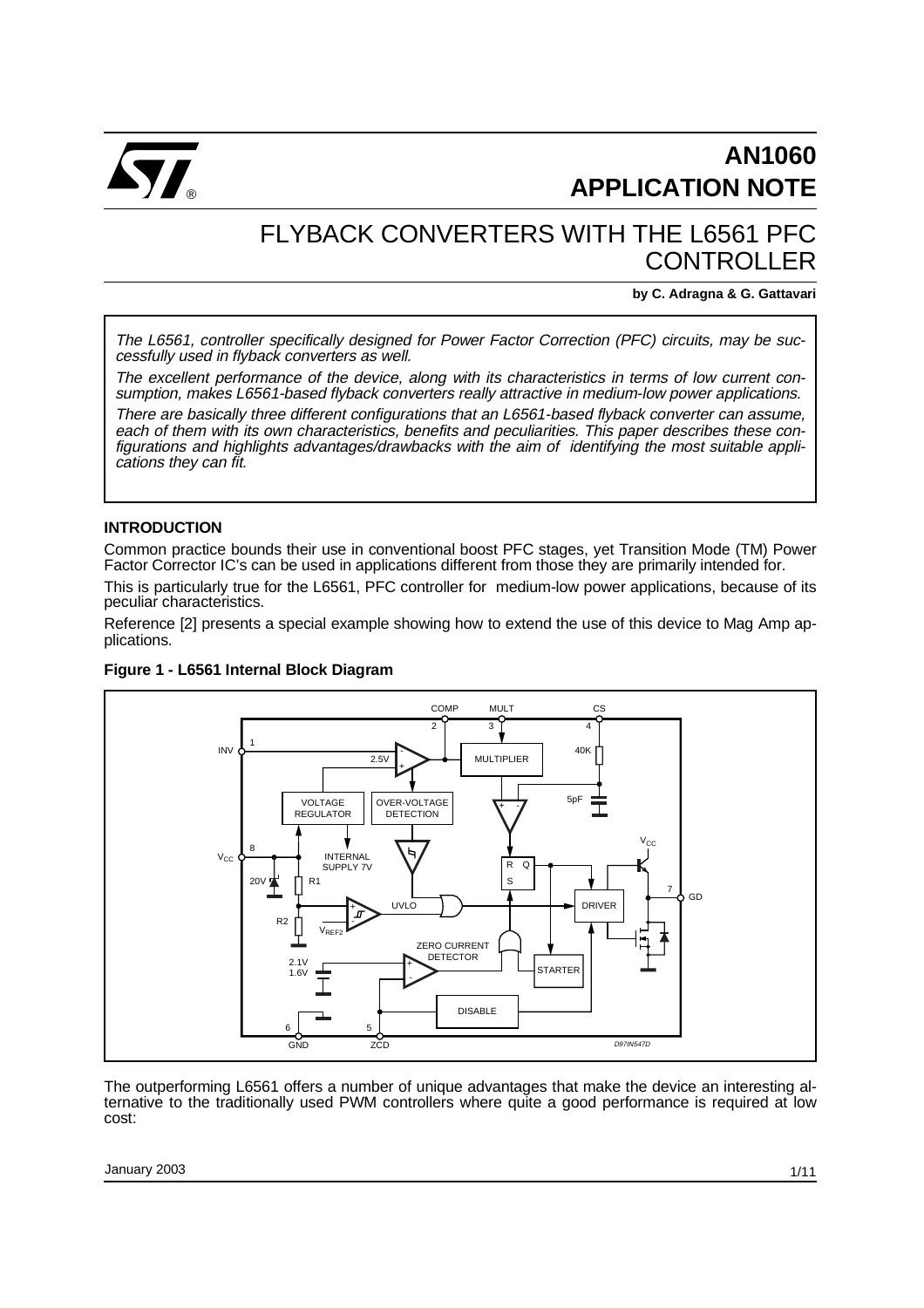# AN1060 APPLICATION NOTE

## FLYBACK CONVERTERS WITH THE L6561 PFC CONTROLLER

**by C. Adragna & G. Gattavari**

*The L6561, controller specifically designed for Power Factor Correction (PFC) circuits, may be successfully used in flyback converters as well.*

*The excellent performance of the device, along with its characteristics in terms of low current consumption, makes L6561-based flyback converters really attractive in medium-low power applications.*

*There are basically three different configurations that an L6561-based flyback converter can assume, each of them with its own characteristics, benefits and peculiarities. This paper describes these configurations and highlights advantages/drawbacks with the aim of identifying the most suitable applications they can fit.*

### INTRODUCTION

Common practice bounds their use in conventional boost PFC stages, yet Transition Mode (TM) Power Factor Corrector IC's can be used in applications different from those they are primarily intended for.

This is particularly true for the L6561, PFC controller for medium-low power applications, because of its peculiar characteristics.

Reference [2] presents a special example showing how to extend the use of this device to Mag Amp applications.

**Figure 1 - L6561 Internal Block Diagram**

The outperforming L6561 offers a number of unique advantages that make the device an interesting alternative to the traditionally used PWM controllers where quite a good performance is required at low cost: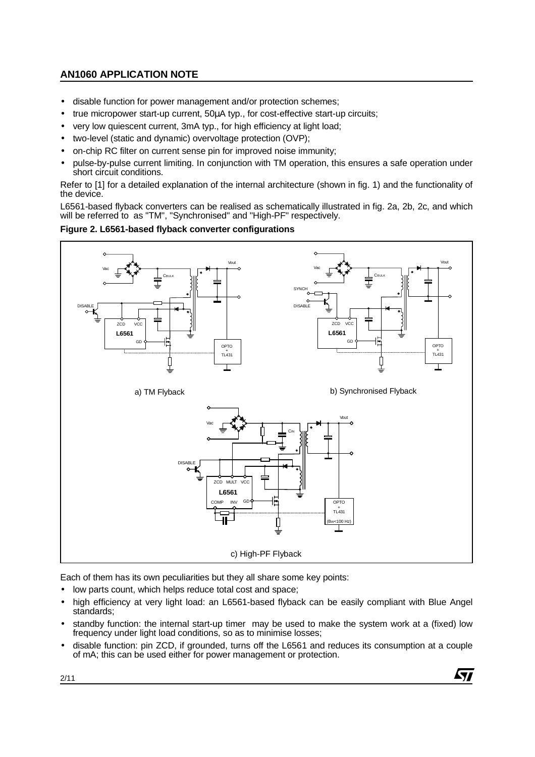- disable function for power management and/or protection schemes;
- true micropower start-up current, 50µA typ., for cost-effective start-up circuits;
- very low quiescent current, 3mA typ., for high efficiency at light load;
- two-level (static and dynamic) overvoltage protection (OVP);
- on-chip RC filter on current sense pin for improved noise immunity;
- pulse-by-pulse current limiting. In conjunction with TM operation, this ensures a safe operation under short circuit conditions.

Refer to [1] for a detailed explanation of the internal architecture (shown in fig. 1) and the functionality of the device.

L6561-based flyback converters can be realised as schematically illustrated in fig. 2a, 2b, 2c, and which will be referred to as "TM", "Synchronised" and "High-PF" respectively.

**Figure 2. L6561-based flyback converter configurations**

a) TM Flyback

b) Synchronised Flyback

c) High-PF Flyback

Each of them has its own peculiarities but they all share some key points:

- low parts count, which helps reduce total cost and space;
- high efficiency at very light load: an L6561-based flyback can be easily compliant with Blue Angel standards;
- standby function: the internal start-up timer may be used to make the system work at a (fixed) low frequency under light load conditions, so as to minimise losses;
- disable function: pin ZCD, if grounded, turns off the L6561 and reduces its consumption at a couple of mA; this can be used either for power management or protection.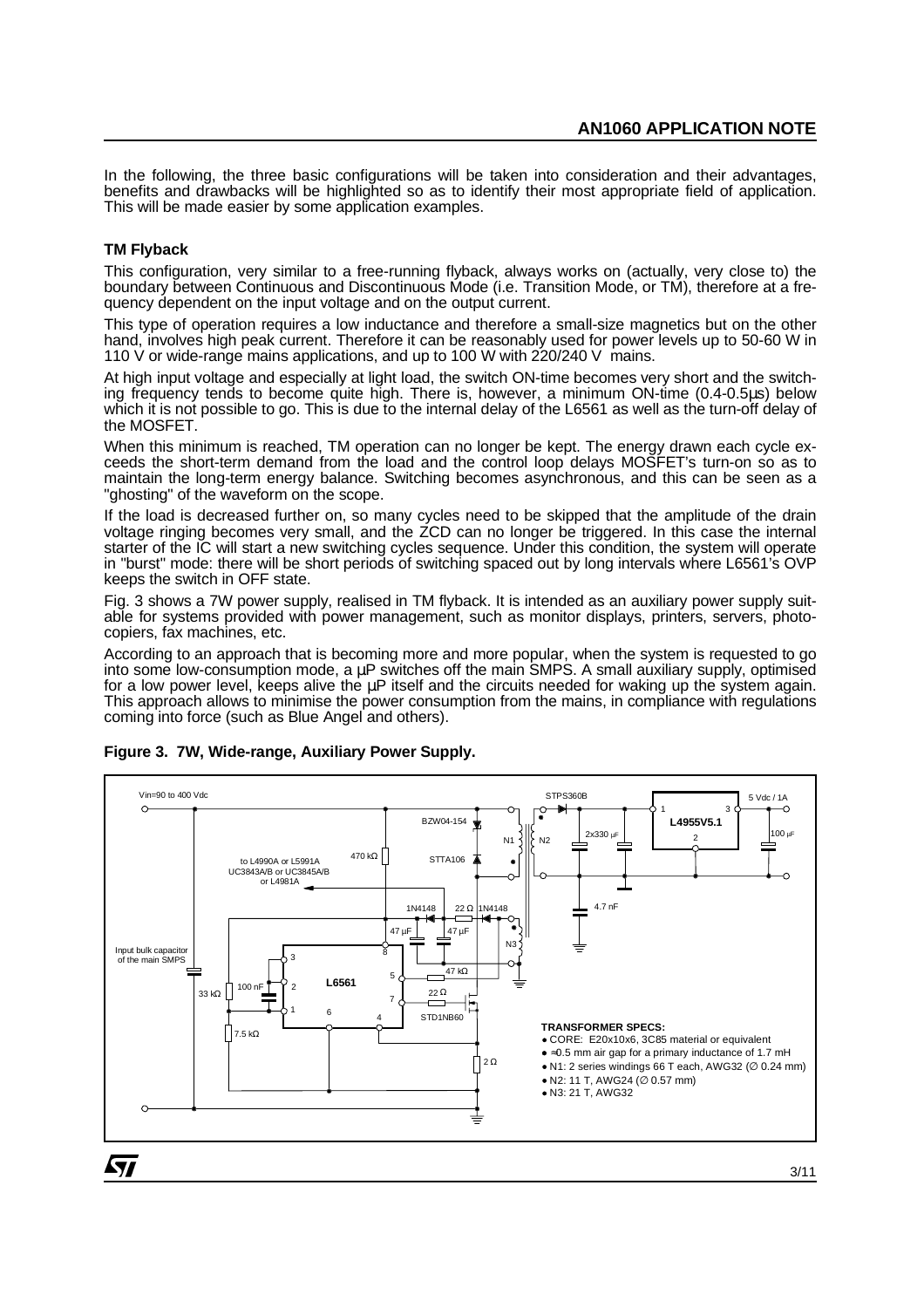In the following, the three basic configurations will be taken into consideration and their advantages, benefits and drawbacks will be highlighted so as to identify their most appropriate field of application. This will be made easier by some application examples.

### TM Flyback

This configuration, very similar to a free-running flyback, always works on (actually, very close to) the boundary between Continuous and Discontinuous Mode (i.e. Transition Mode, or TM), therefore at a frequency dependent on the input voltage and on the output current.

This type of operation requires a low inductance and therefore a small-size magnetics but on the other hand, involves high peak current. Therefore it can be reasonably used for power levels up to 50-60 W in 110 V or wide-range mains applications, and up to 100 W with 220/240 V mains.

At high input voltage and especially at light load, the switch ON-time becomes very short and the switching frequency tends to become quite high. There is, however, a minimum ON-time (0.4-0.5µs) below which it is not possible to go. This is due to the internal delay of the L6561 as well as the turn-off delay of the MOSFET.

When this minimum is reached, TM operation can no longer be kept. The energy drawn each cycle exceeds the short-term demand from the load and the control loop delays MOSFET's turn-on so as to maintain the long-term energy balance. Switching becomes asynchronous, and this can be seen as a "ghosting" of the waveform on the scope.

If the load is decreased further on, so many cycles need to be skipped that the amplitude of the drain voltage ringing becomes very small, and the ZCD can no longer be triggered. In this case the internal starter of the IC will start a new switching cycles sequence. Under this condition, the system will operate in "burst" mode: there will be short periods of switching spaced out by long intervals where L6561's OVP keeps the switch in OFF state.

Fig. 3 shows a 7W power supply, realised in TM flyback. It is intended as an auxiliary power supply suitable for systems provided with power management, such as monitor displays, printers, servers, photocopiers, fax machines, etc.

According to an approach that is becoming more and more popular, when the system is requested to go into some low-consumption mode, a µP switches off the main SMPS. A small auxiliary supply, optimised for a low power level, keeps alive the µP itself and the circuits needed for waking up the system again. This approach allows to minimise the power consumption from the mains, in compliance with regulations coming into force (such as Blue Angel and others).

**Figure 3. 7W, Wide-range, Auxiliary Power Supply.**

TRANSFORMER SPECS:
- CORE: E20x10x6, 3C85 material or equivalent
- ≈0.5 mm air gap for a primary inductance of 1.7 mH
- N1: 2 series windings 66 T each, AWG32 (∅ 0.24 mm)
- N2: 11 T, AWG24 (∅ 0.57 mm)
- N3: 21 T, AWG32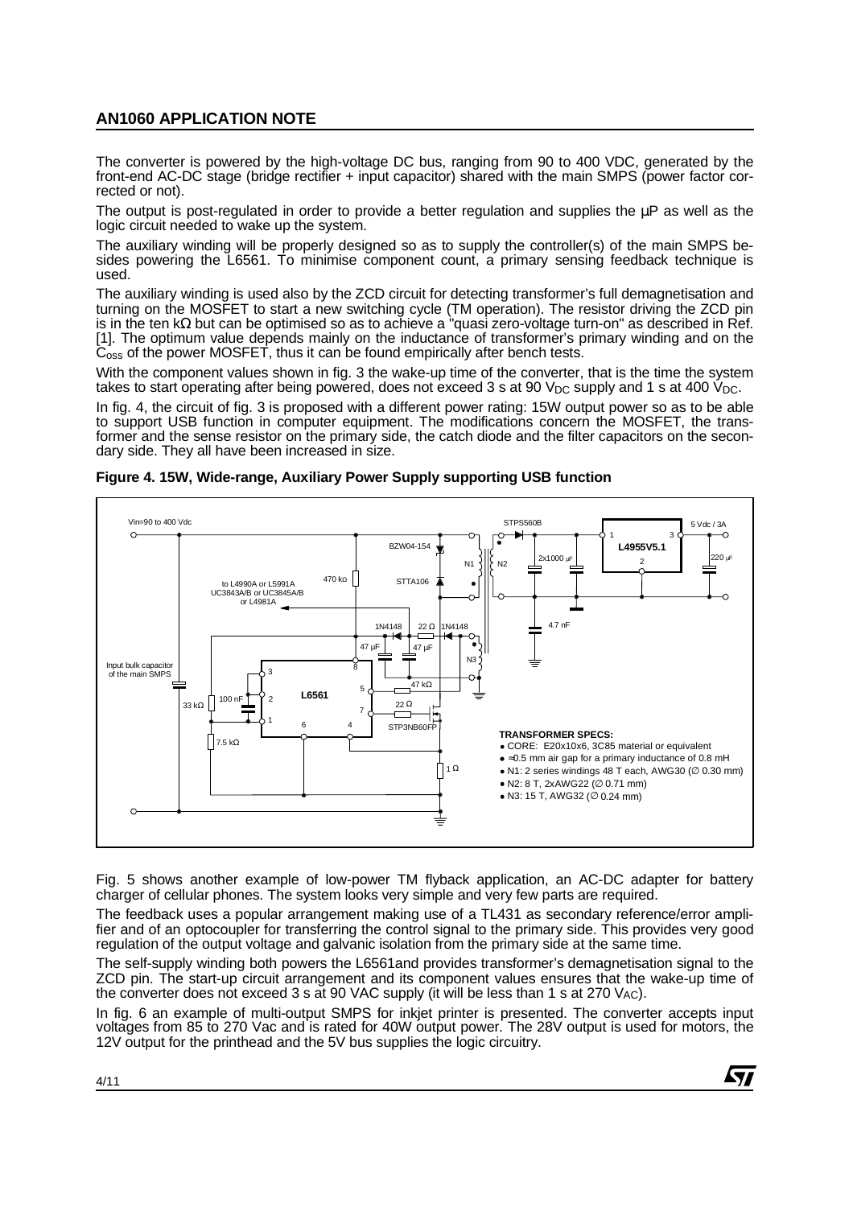The converter is powered by the high-voltage DC bus, ranging from 90 to 400 VDC, generated by the front-end AC-DC stage (bridge rectifier + input capacitor) shared with the main SMPS (power factor corrected or not).

The output is post-regulated in order to provide a better regulation and supplies the µP as well as the logic circuit needed to wake up the system.

The auxiliary winding will be properly designed so as to supply the controller(s) of the main SMPS besides powering the L6561. To minimise component count, a primary sensing feedback technique is used.

The auxiliary winding is used also by the ZCD circuit for detecting transformer's full demagnetisation and turning on the MOSFET to start a new switching cycle (TM operation). The resistor driving the ZCD pin is in the ten kΩ but can be optimised so as to achieve a "quasi zero-voltage turn-on" as described in Ref. [1]. The optimum value depends mainly on the inductance of transformer's primary winding and on the $C_{oss}$ of the power MOSFET, thus it can be found empirically after bench tests.

With the component values shown in fig. 3 the wake-up time of the converter, that is the time the system takes to start operating after being powered, does not exceed 3 s at 90 $V_{DC}$ supply and 1 s at 400 $V_{DC}$.

In fig. 4, the circuit of fig. 3 is proposed with a different power rating: 15W output power so as to be able to support USB function in computer equipment. The modifications concern the MOSFET, the transformer and the sense resistor on the primary side, the catch diode and the filter capacitors on the secondary side. They all have been increased in size.

**Figure 4. 15W, Wide-range, Auxiliary Power Supply supporting USB function**

**TRANSFORMER SPECS:**
- CORE: E20x10x6, 3C85 material or equivalent
- ≈0.5 mm air gap for a primary inductance of 0.8 mH
- N1: 2 series windings 48 T each, AWG30 (∅ 0.30 mm)
- N2: 8 T, 2xAWG22 (∅ 0.71 mm)
- N3: 15 T, AWG32 (∅ 0.24 mm)

Fig. 5 shows another example of low-power TM flyback application, an AC-DC adapter for battery charger of cellular phones. The system looks very simple and very few parts are required.

The feedback uses a popular arrangement making use of a TL431 as secondary reference/error amplifier and of an optocoupler for transferring the control signal to the primary side. This provides very good regulation of the output voltage and galvanic isolation from the primary side at the same time.

The self-supply winding both powers the L6561and provides transformer's demagnetisation signal to the ZCD pin. The start-up circuit arrangement and its component values ensures that the wake-up time of the converter does not exceed 3 s at 90 VAC supply (it will be less than 1 s at 270 $V_{AC}$).

In fig. 6 an example of multi-output SMPS for inkjet printer is presented. The converter accepts input voltages from 85 to 270 Vac and is rated for 40W output power. The 28V output is used for motors, the 12V output for the printhead and the 5V bus supplies the logic circuitry.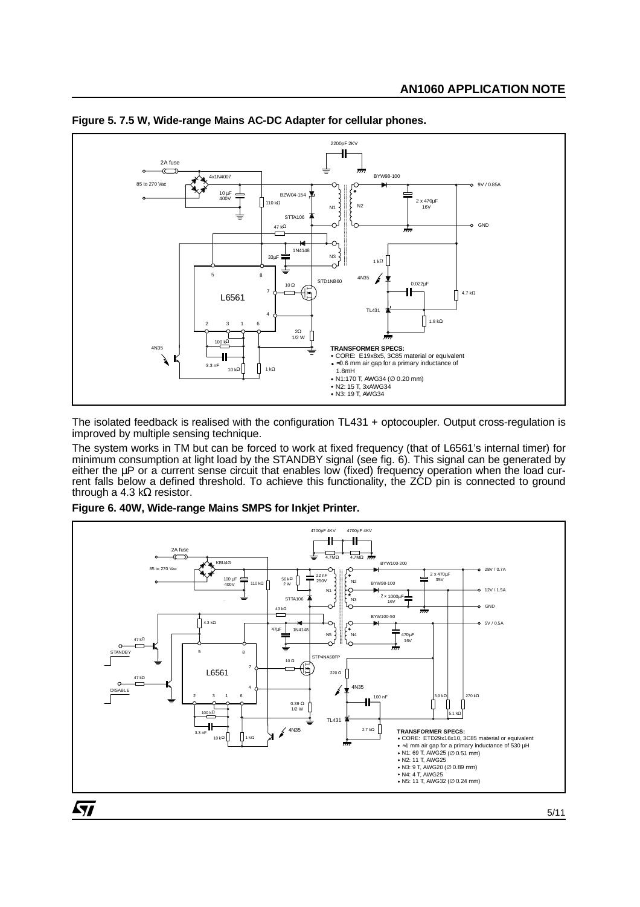**Figure 5. 7.5 W, Wide-range Mains AC-DC Adapter for cellular phones.**

TRANSFORMER SPECS:
- CORE: E19x8x5, 3C85 material or equivalent
- ≈0.6 mm air gap for a primary inductance of 1.8mH
- N1:170 T, AWG34 (∅ 0.20 mm)
- N2: 15 T, 3xAWG34
- N3: 19 T, AWG34

The isolated feedback is realised with the configuration TL431 + optocoupler. Output cross-regulation is improved by multiple sensing technique.

The system works in TM but can be forced to work at fixed frequency (that of L6561's internal timer) for minimum consumption at light load by the STANDBY signal (see fig. 6). This signal can be generated by either the µP or a current sense circuit that enables low (fixed) frequency operation when the load current falls below a defined threshold. To achieve this functionality, the ZCD pin is connected to ground through a 4.3 kΩ resistor.

**Figure 6. 40W, Wide-range Mains SMPS for Inkjet Printer.**

TRANSFORMER SPECS:
- CORE: ETD29x16x10, 3C85 material or equivalent
- ≈1 mm air gap for a primary inductance of 530 µH
- N1: 69 T, AWG25 (∅ 0.51 mm)
- N2: 11 T, AWG25
- N3: 9 T, AWG20 (∅ 0.89 mm)
- N4: 4 T, AWG25
- N5: 11 T, AWG32 (∅ 0.24 mm)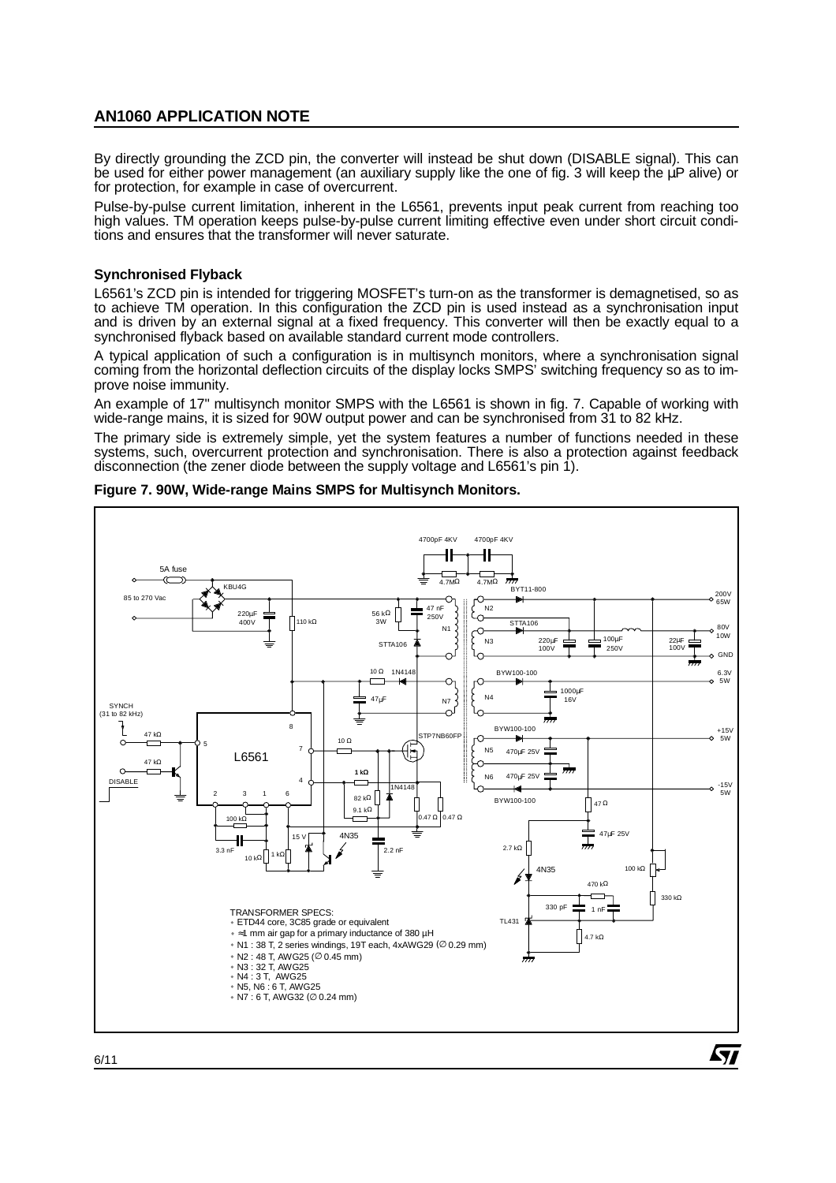By directly grounding the ZCD pin, the converter will instead be shut down (DISABLE signal). This can be used for either power management (an auxiliary supply like the one of fig. 3 will keep the µP alive) or for protection, for example in case of overcurrent.

Pulse-by-pulse current limitation, inherent in the L6561, prevents input peak current from reaching too high values. TM operation keeps pulse-by-pulse current limiting effective even under short circuit conditions and ensures that the transformer will never saturate.

### Synchronised Flyback

L6561's ZCD pin is intended for triggering MOSFET's turn-on as the transformer is demagnetised, so as to achieve TM operation. In this configuration the ZCD pin is used instead as a synchronisation input and is driven by an external signal at a fixed frequency. This converter will then be exactly equal to a synchronised flyback based on available standard current mode controllers.

A typical application of such a configuration is in multisynch monitors, where a synchronisation signal coming from the horizontal deflection circuits of the display locks SMPS' switching frequency so as to improve noise immunity.

An example of 17" multisynch monitor SMPS with the L6561 is shown in fig. 7. Capable of working with wide-range mains, it is sized for 90W output power and can be synchronised from 31 to 82 kHz.

The primary side is extremely simple, yet the system features a number of functions needed in these systems, such, overcurrent protection and synchronisation. There is also a protection against feedback disconnection (the zener diode between the supply voltage and L6561's pin 1).

**Figure 7. 90W, Wide-range Mains SMPS for Multisynch Monitors.**

TRANSFORMER SPECS:
- ETD44 core, 3C85 grade or equivalent
- ≈1 mm air gap for a primary inductance of 380 µH
- N1 : 38 T, 2 series windings, 19T each, 4xAWG29 (∅ 0.29 mm)
- N2 : 48 T, AWG25 (∅ 0.45 mm)
- N3 : 32 T, AWG25
- N4 : 3 T, AWG25
- N5, N6 : 6 T, AWG25
- N7 : 6 T, AWG32 (∅ 0.24 mm)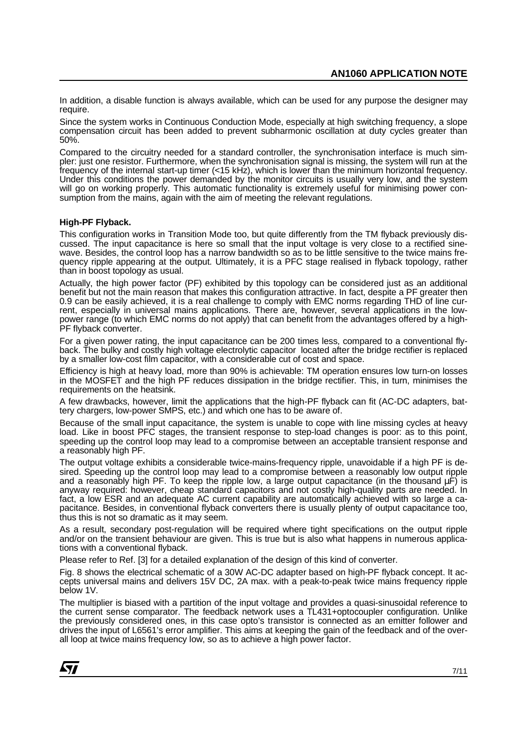In addition, a disable function is always available, which can be used for any purpose the designer may require.

Since the system works in Continuous Conduction Mode, especially at high switching frequency, a slope compensation circuit has been added to prevent subharmonic oscillation at duty cycles greater than 50%.

Compared to the circuitry needed for a standard controller, the synchronisation interface is much simpler: just one resistor. Furthermore, when the synchronisation signal is missing, the system will run at the frequency of the internal start-up timer (<15 kHz), which is lower than the minimum horizontal frequency. Under this conditions the power demanded by the monitor circuits is usually very low, and the system will go on working properly. This automatic functionality is extremely useful for minimising power consumption from the mains, again with the aim of meeting the relevant regulations.

**High-PF Flyback.**

This configuration works in Transition Mode too, but quite differently from the TM flyback previously discussed. The input capacitance is here so small that the input voltage is very close to a rectified sinewave. Besides, the control loop has a narrow bandwidth so as to be little sensitive to the twice mains frequency ripple appearing at the output. Ultimately, it is a PFC stage realised in flyback topology, rather than in boost topology as usual.

Actually, the high power factor (PF) exhibited by this topology can be considered just as an additional benefit but not the main reason that makes this configuration attractive. In fact, despite a PF greater then 0.9 can be easily achieved, it is a real challenge to comply with EMC norms regarding THD of line current, especially in universal mains applications. There are, however, several applications in the low-power range (to which EMC norms do not apply) that can benefit from the advantages offered by a high-PF flyback converter.

For a given power rating, the input capacitance can be 200 times less, compared to a conventional flyback. The bulky and costly high voltage electrolytic capacitor located after the bridge rectifier is replaced by a smaller low-cost film capacitor, with a considerable cut of cost and space.

Efficiency is high at heavy load, more than 90% is achievable: TM operation ensures low turn-on losses in the MOSFET and the high PF reduces dissipation in the bridge rectifier. This, in turn, minimises the requirements on the heatsink.

A few drawbacks, however, limit the applications that the high-PF flyback can fit (AC-DC adapters, battery chargers, low-power SMPS, etc.) and which one has to be aware of.

Because of the small input capacitance, the system is unable to cope with line missing cycles at heavy load. Like in boost PFC stages, the transient response to step-load changes is poor: as to this point, speeding up the control loop may lead to a compromise between an acceptable transient response and a reasonably high PF.

The output voltage exhibits a considerable twice-mains-frequency ripple, unavoidable if a high PF is desired. Speeding up the control loop may lead to a compromise between a reasonably low output ripple and a reasonably high PF. To keep the ripple low, a large output capacitance (in the thousand µF) is anyway required: however, cheap standard capacitors and not costly high-quality parts are needed. In fact, a low ESR and an adequate AC current capability are automatically achieved with so large a capacitance. Besides, in conventional flyback converters there is usually plenty of output capacitance too, thus this is not so dramatic as it may seem.

As a result, secondary post-regulation will be required where tight specifications on the output ripple and/or on the transient behaviour are given. This is true but is also what happens in numerous applications with a conventional flyback.

Please refer to Ref. [3] for a detailed explanation of the design of this kind of converter.

Fig. 8 shows the electrical schematic of a 30W AC-DC adapter based on high-PF flyback concept. It accepts universal mains and delivers 15V DC, 2A max. with a peak-to-peak twice mains frequency ripple below 1V.

The multiplier is biased with a partition of the input voltage and provides a quasi-sinusoidal reference to the current sense comparator. The feedback network uses a TL431+optocoupler configuration. Unlike the previously considered ones, in this case opto's transistor is connected as an emitter follower and drives the input of L6561's error amplifier. This aims at keeping the gain of the feedback and of the overall loop at twice mains frequency low, so as to achieve a high power factor.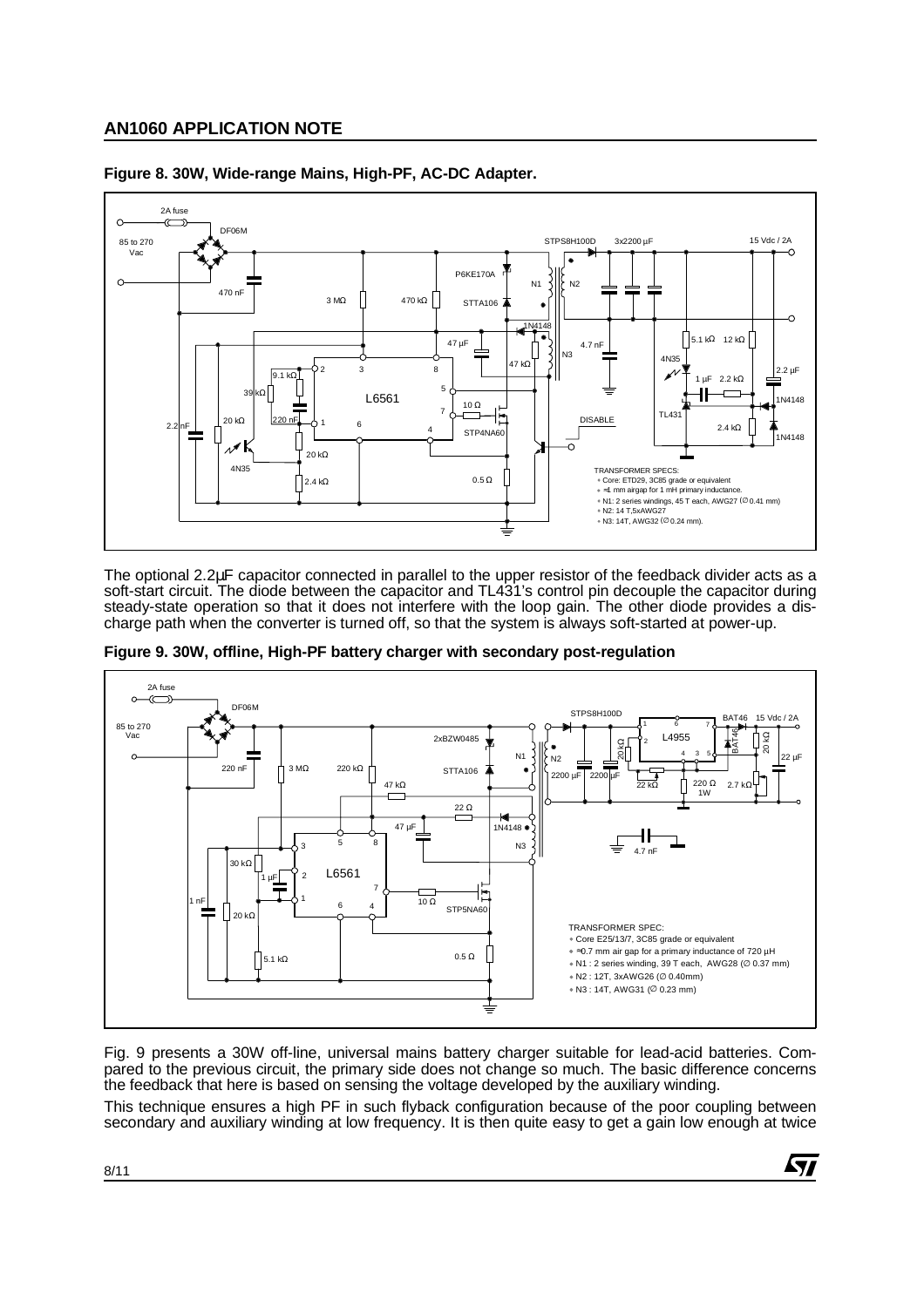**Figure 8. 30W, Wide-range Mains, High-PF, AC-DC Adapter.**

The optional 2.2µF capacitor connected in parallel to the upper resistor of the feedback divider acts as a soft-start circuit. The diode between the capacitor and TL431's control pin decouple the capacitor during steady-state operation so that it does not interfere with the loop gain. The other diode provides a discharge path when the converter is turned off, so that the system is always soft-started at power-up.

**Figure 9. 30W, offline, High-PF battery charger with secondary post-regulation**

Fig. 9 presents a 30W off-line, universal mains battery charger suitable for lead-acid batteries. Compared to the previous circuit, the primary side does not change so much. The basic difference concerns the feedback that here is based on sensing the voltage developed by the auxiliary winding.

This technique ensures a high PF in such flyback configuration because of the poor coupling between secondary and auxiliary winding at low frequency. It is then quite easy to get a gain low enough at twice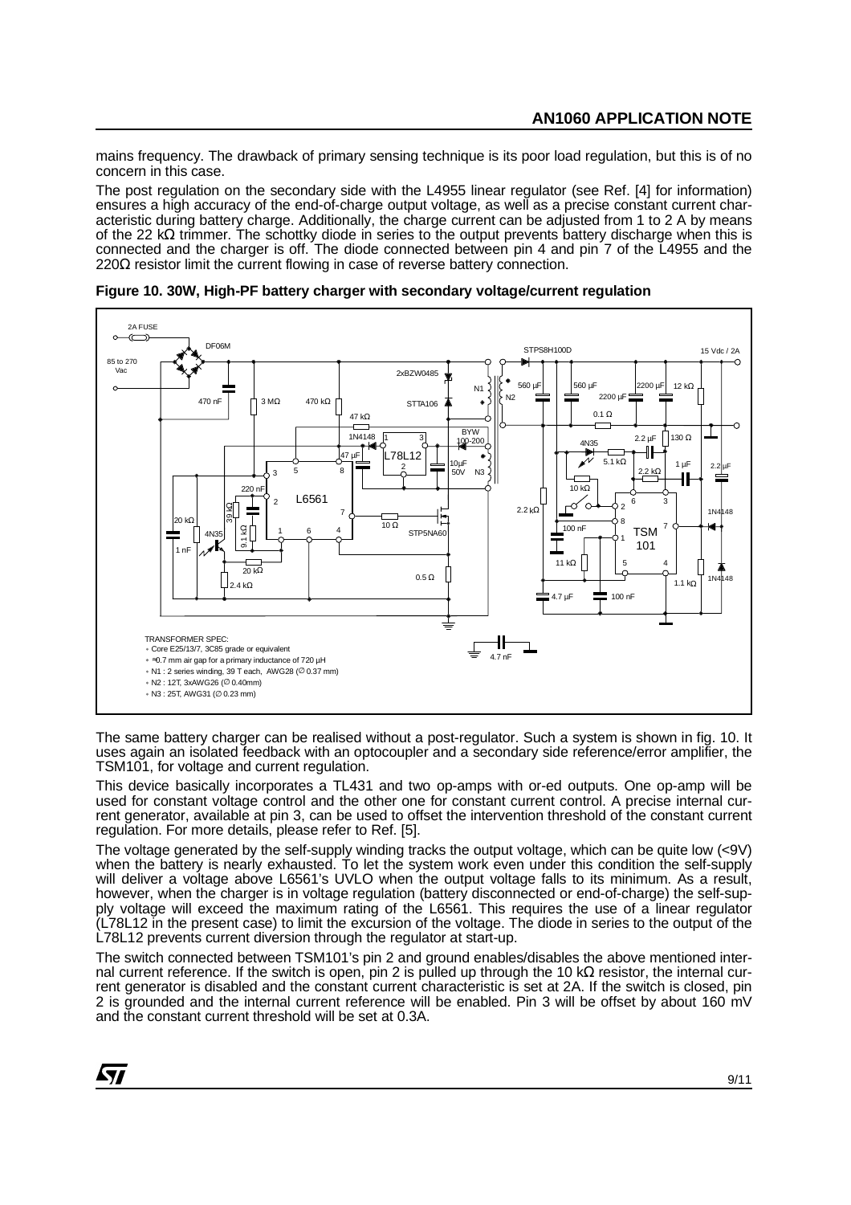mains frequency. The drawback of primary sensing technique is its poor load regulation, but this is of no concern in this case.

The post regulation on the secondary side with the L4955 linear regulator (see Ref. [4] for information) ensures a high accuracy of the end-of-charge output voltage, as well as a precise constant current characteristic during battery charge. Additionally, the charge current can be adjusted from 1 to 2 A by means of the 22 kΩ trimmer. The schottky diode in series to the output prevents battery discharge when this is connected and the charger is off. The diode connected between pin 4 and pin 7 of the L4955 and the 220Ω resistor limit the current flowing in case of reverse battery connection.

**Figure 10. 30W, High-PF battery charger with secondary voltage/current regulation**

TRANSFORMER SPEC:
- Core E25/13/7, 3C85 grade or equivalent
- ≈0.7 mm air gap for a primary inductance of 720 µH
- N1 : 2 series winding, 39 T each, AWG28 (∅ 0.37 mm)
- N2 : 12T, 3xAWG26 (∅ 0.40mm)
- N3 : 25T, AWG31 (∅ 0.23 mm)

The same battery charger can be realised without a post-regulator. Such a system is shown in fig. 10. It uses again an isolated feedback with an optocoupler and a secondary side reference/error amplifier, the TSM101, for voltage and current regulation.

This device basically incorporates a TL431 and two op-amps with or-ed outputs. One op-amp will be used for constant voltage control and the other one for constant current control. A precise internal current generator, available at pin 3, can be used to offset the intervention threshold of the constant current regulation. For more details, please refer to Ref. [5].

The voltage generated by the self-supply winding tracks the output voltage, which can be quite low (<9V) when the battery is nearly exhausted. To let the system work even under this condition the self-supply will deliver a voltage above L6561's UVLO when the output voltage falls to its minimum. As a result, however, when the charger is in voltage regulation (battery disconnected or end-of-charge) the self-supply voltage will exceed the maximum rating of the L6561. This requires the use of a linear regulator (L78L12 in the present case) to limit the excursion of the voltage. The diode in series to the output of the L78L12 prevents current diversion through the regulator at start-up.

The switch connected between TSM101's pin 2 and ground enables/disables the above mentioned internal current reference. If the switch is open, pin 2 is pulled up through the 10 kΩ resistor, the internal current generator is disabled and the constant current characteristic is set at 2A. If the switch is closed, pin 2 is grounded and the internal current reference will be enabled. Pin 3 will be offset by about 160 mV and the constant current threshold will be set at 0.3A.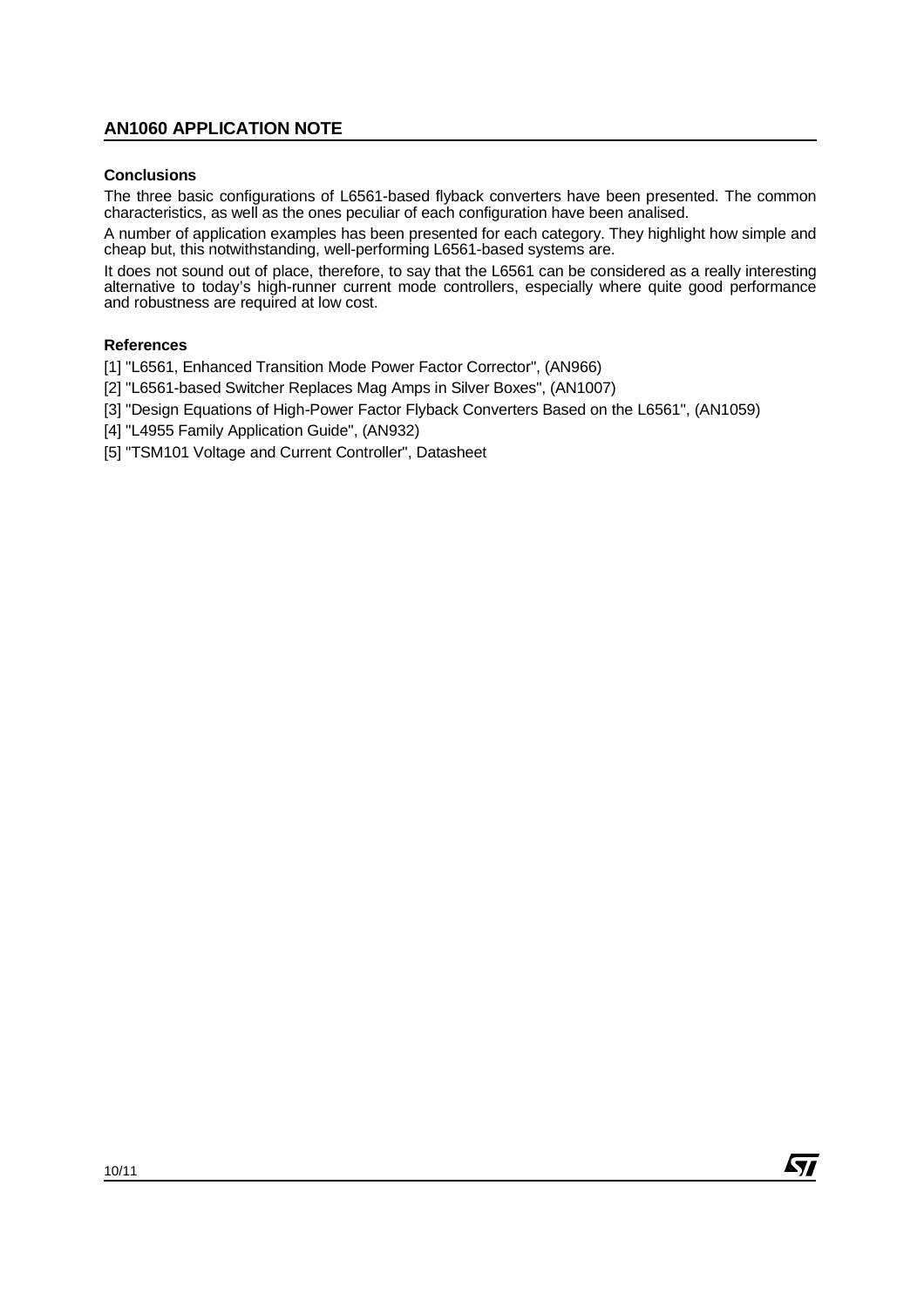## Conclusions

The three basic configurations of L6561-based flyback converters have been presented. The common characteristics, as well as the ones peculiar of each configuration have been analised.

A number of application examples has been presented for each category. They highlight how simple and cheap but, this notwithstanding, well-performing L6561-based systems are.

It does not sound out of place, therefore, to say that the L6561 can be considered as a really interesting alternative to today's high-runner current mode controllers, especially where quite good performance and robustness are required at low cost.

## References

[1] "L6561, Enhanced Transition Mode Power Factor Corrector", (AN966)

[2] "L6561-based Switcher Replaces Mag Amps in Silver Boxes", (AN1007)

[3] "Design Equations of High-Power Factor Flyback Converters Based on the L6561", (AN1059)

[4] "L4955 Family Application Guide", (AN932)

[5] "TSM101 Voltage and Current Controller", Datasheet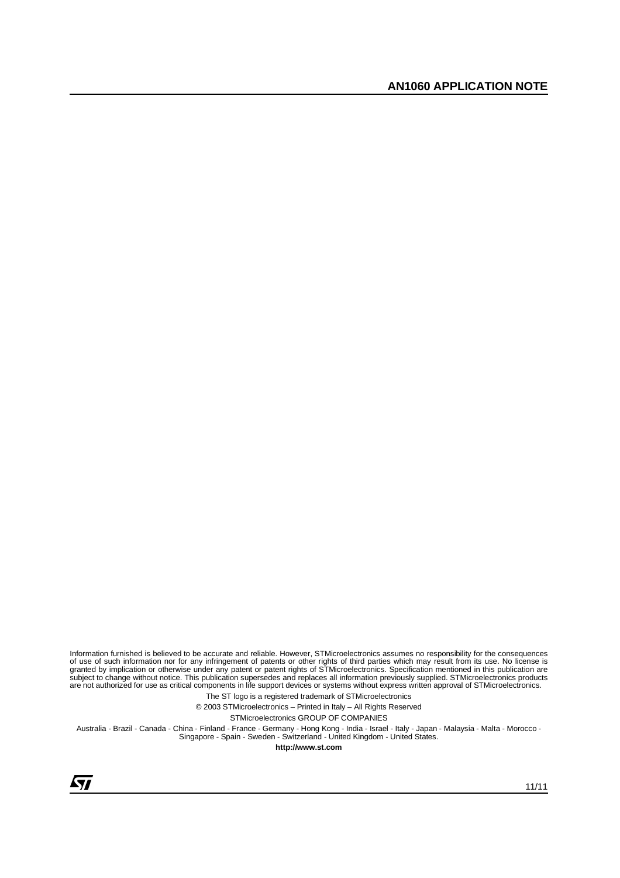Information furnished is believed to be accurate and reliable. However, STMicroelectronics assumes no responsibility for the consequences of use of such information nor for any infringement of patents or other rights of third parties which may result from its use. No license is granted by implication or otherwise under any patent or patent rights of STMicroelectronics. Specification mentioned in this publication are subject to change without notice. This publication supersedes and replaces all information previously supplied. STMicroelectronics products are not authorized for use as critical components in life support devices or systems without express written approval of STMicroelectronics.

The ST logo is a registered trademark of STMicroelectronics

© 2003 STMicroelectronics – Printed in Italy – All Rights Reserved

STMicroelectronics GROUP OF COMPANIES

Australia - Brazil - Canada - China - Finland - France - Germany - Hong Kong - India - Israel - Italy - Japan - Malaysia - Malta - Morocco - Singapore - Spain - Sweden - Switzerland - United Kingdom - United States.

**http://www.st.com**